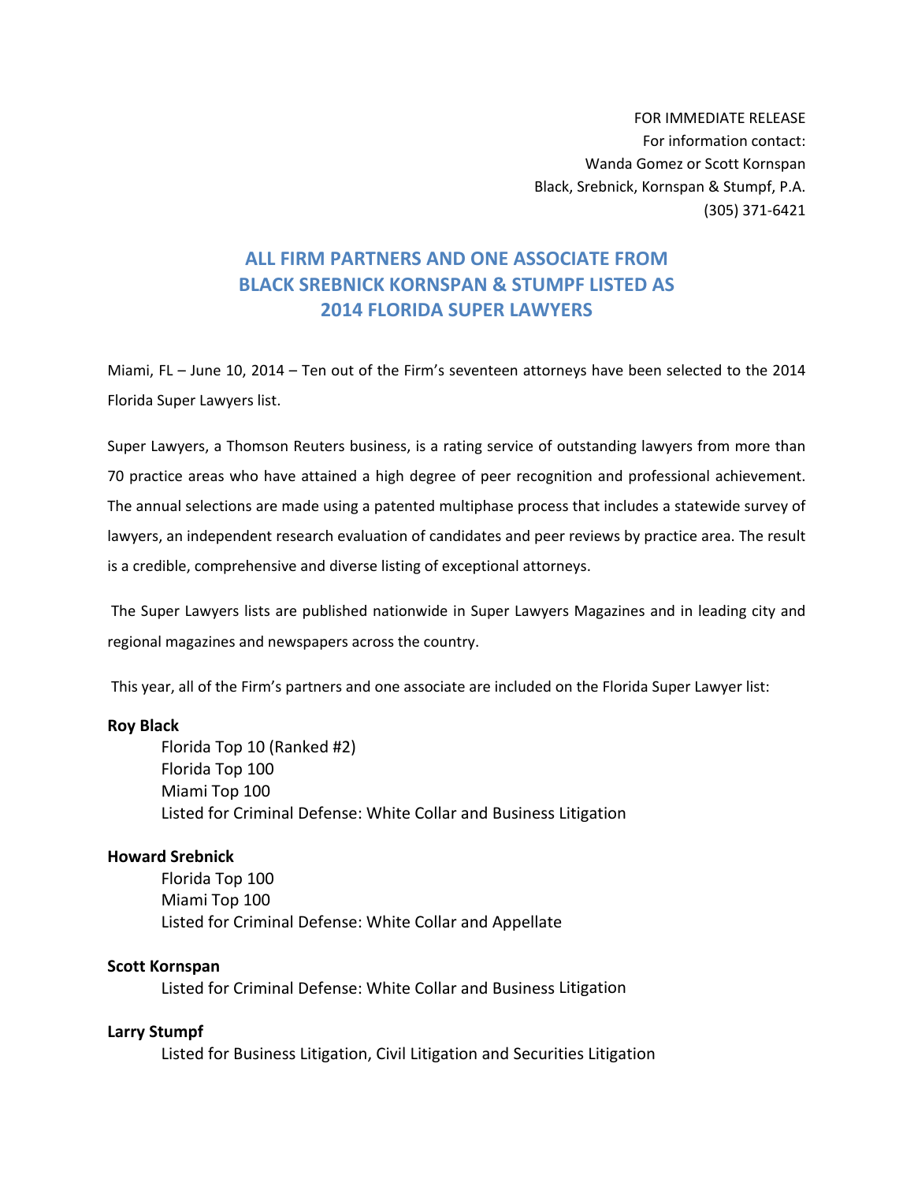FOR IMMEDIATE RELEASE
For information contact:
Wanda Gomez or Scott Kornspan
Black, Srebnick, Kornspan & Stumpf, P.A.
(305) 371-6421

# ALL FIRM PARTNERS AND ONE ASSOCIATE FROM BLACK SREBNICK KORNSPAN & STUMPF LISTED AS 2014 FLORIDA SUPER LAWYERS

Miami, FL – June 10, 2014 – Ten out of the Firm's seventeen attorneys have been selected to the 2014 Florida Super Lawyers list.

Super Lawyers, a Thomson Reuters business, is a rating service of outstanding lawyers from more than 70 practice areas who have attained a high degree of peer recognition and professional achievement. The annual selections are made using a patented multiphase process that includes a statewide survey of lawyers, an independent research evaluation of candidates and peer reviews by practice area. The result is a credible, comprehensive and diverse listing of exceptional attorneys.

The Super Lawyers lists are published nationwide in Super Lawyers Magazines and in leading city and regional magazines and newspapers across the country.

This year, all of the Firm's partners and one associate are included on the Florida Super Lawyer list:

**Roy Black**
- Florida Top 10 (Ranked #2)
- Florida Top 100
- Miami Top 100
- Listed for Criminal Defense: White Collar and Business Litigation

**Howard Srebnick**
- Florida Top 100
- Miami Top 100
- Listed for Criminal Defense: White Collar and Appellate

**Scott Kornspan**
- Listed for Criminal Defense: White Collar and Business Litigation

**Larry Stumpf**
- Listed for Business Litigation, Civil Litigation and Securities Litigation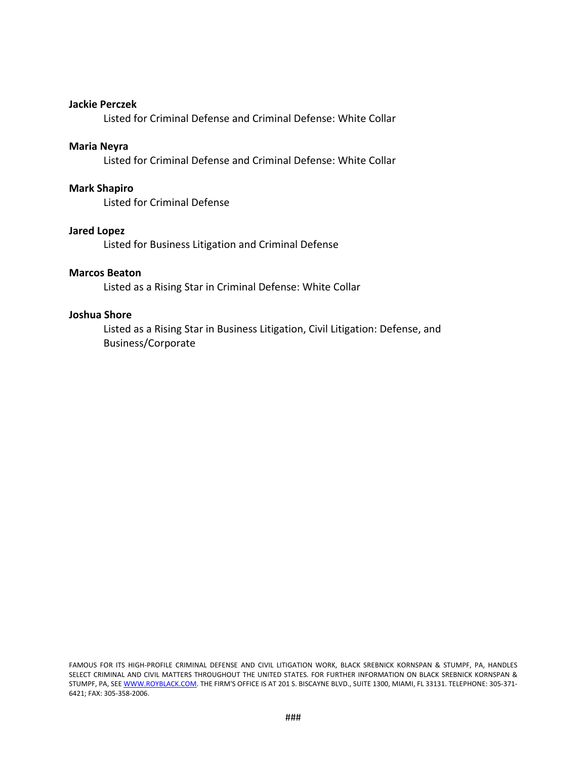**Jackie Perczek**

Listed for Criminal Defense and Criminal Defense: White Collar

**Maria Neyra**

Listed for Criminal Defense and Criminal Defense: White Collar

**Mark Shapiro**

Listed for Criminal Defense

**Jared Lopez**

Listed for Business Litigation and Criminal Defense

**Marcos Beaton**

Listed as a Rising Star in Criminal Defense: White Collar

**Joshua Shore**

Listed as a Rising Star in Business Litigation, Civil Litigation: Defense, and Business/Corporate

FAMOUS FOR ITS HIGH-PROFILE CRIMINAL DEFENSE AND CIVIL LITIGATION WORK, BLACK SREBNICK KORNSPAN & STUMPF, PA, HANDLES SELECT CRIMINAL AND CIVIL MATTERS THROUGHOUT THE UNITED STATES. FOR FURTHER INFORMATION ON BLACK SREBNICK KORNSPAN & STUMPF, PA, SEE WWW.ROYBLACK.COM. THE FIRM'S OFFICE IS AT 201 S. BISCAYNE BLVD., SUITE 1300, MIAMI, FL 33131. TELEPHONE: 305-371-6421; FAX: 305-358-2006.

###